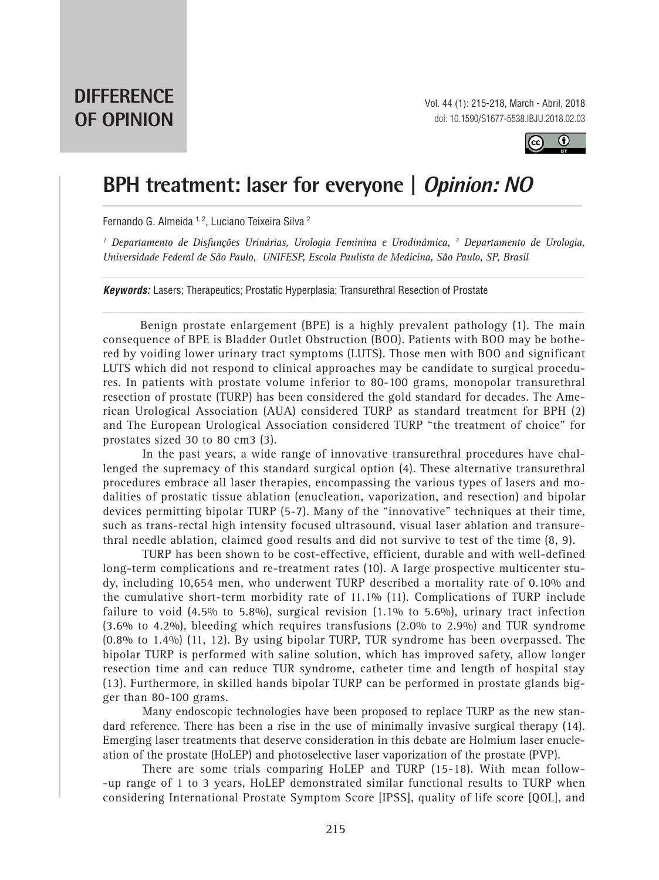**DIFFERENCE OF OPINION**

# BPH treatment: laser for everyone | *Opinion: NO*

Fernando G. Almeida [1, 2], Luciano Teixeira Silva [2]

[1] *Departamento de Disfunções Urinárias, Urologia Feminina e Urodinâmica,* [2] *Departamento de Urologia, Universidade Federal de São Paulo, UNIFESP, Escola Paulista de Medicina, São Paulo, SP, Brasil*

***Keywords:*** Lasers; Therapeutics; Prostatic Hyperplasia; Transurethral Resection of Prostate

Benign prostate enlargement (BPE) is a highly prevalent pathology (1). The main consequence of BPE is Bladder Outlet Obstruction (BOO). Patients with BOO may be bothered by voiding lower urinary tract symptoms (LUTS). Those men with BOO and significant LUTS which did not respond to clinical approaches may be candidate to surgical procedures. In patients with prostate volume inferior to 80-100 grams, monopolar transurethral resection of prostate (TURP) has been considered the gold standard for decades. The American Urological Association (AUA) considered TURP as standard treatment for BPH (2) and The European Urological Association considered TURP "the treatment of choice" for prostates sized 30 to 80 cm3 (3).

In the past years, a wide range of innovative transurethral procedures have challenged the supremacy of this standard surgical option (4). These alternative transurethral procedures embrace all laser therapies, encompassing the various types of lasers and modalities of prostatic tissue ablation (enucleation, vaporization, and resection) and bipolar devices permitting bipolar TURP (5-7). Many of the "innovative" techniques at their time, such as trans-rectal high intensity focused ultrasound, visual laser ablation and transurethral needle ablation, claimed good results and did not survive to test of the time (8, 9).

TURP has been shown to be cost-effective, efficient, durable and with well-defined long-term complications and re-treatment rates (10). A large prospective multicenter study, including 10,654 men, who underwent TURP described a mortality rate of 0.10% and the cumulative short-term morbidity rate of 11.1% (11). Complications of TURP include failure to void (4.5% to 5.8%), surgical revision (1.1% to 5.6%), urinary tract infection (3.6% to 4.2%), bleeding which requires transfusions (2.0% to 2.9%) and TUR syndrome (0.8% to 1.4%) (11, 12). By using bipolar TURP, TUR syndrome has been overpassed. The bipolar TURP is performed with saline solution, which has improved safety, allow longer resection time and can reduce TUR syndrome, catheter time and length of hospital stay (13). Furthermore, in skilled hands bipolar TURP can be performed in prostate glands bigger than 80-100 grams.

Many endoscopic technologies have been proposed to replace TURP as the new standard reference. There has been a rise in the use of minimally invasive surgical therapy (14). Emerging laser treatments that deserve consideration in this debate are Holmium laser enucleation of the prostate (HoLEP) and photoselective laser vaporization of the prostate (PVP).

There are some trials comparing HoLEP and TURP (15-18). With mean follow-up range of 1 to 3 years, HoLEP demonstrated similar functional results to TURP when considering International Prostate Symptom Score [IPSS], quality of life score [QOL], and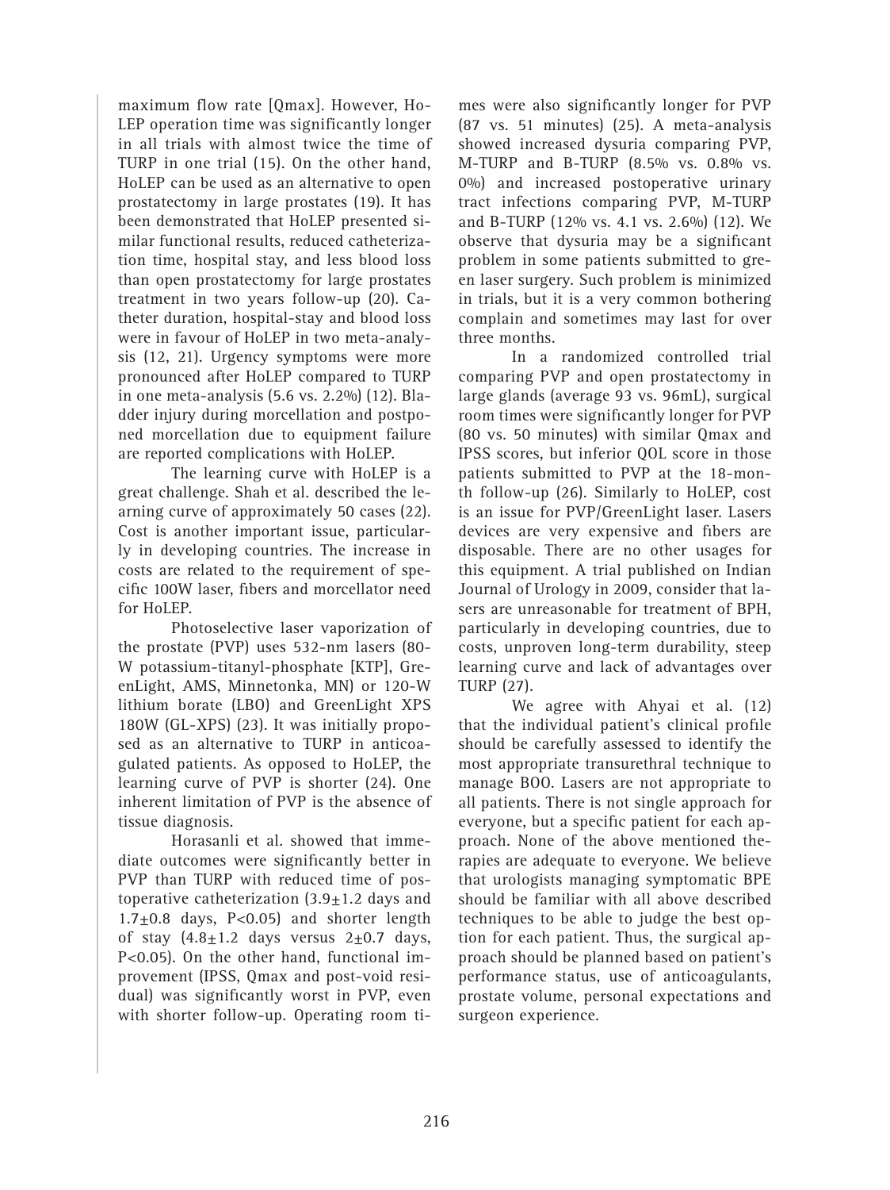maximum flow rate [Qmax]. However, HoLEP operation time was significantly longer in all trials with almost twice the time of TURP in one trial (15). On the other hand, HoLEP can be used as an alternative to open prostatectomy in large prostates (19). It has been demonstrated that HoLEP presented similar functional results, reduced catheterization time, hospital stay, and less blood loss than open prostatectomy for large prostates treatment in two years follow-up (20). Catheter duration, hospital-stay and blood loss were in favour of HoLEP in two meta-analysis (12, 21). Urgency symptoms were more pronounced after HoLEP compared to TURP in one meta-analysis (5.6 vs. 2.2%) (12). Bladder injury during morcellation and postponed morcellation due to equipment failure are reported complications with HoLEP.

The learning curve with HoLEP is a great challenge. Shah et al. described the learning curve of approximately 50 cases (22). Cost is another important issue, particularly in developing countries. The increase in costs are related to the requirement of specific 100W laser, fibers and morcellator need for HoLEP.

Photoselective laser vaporization of the prostate (PVP) uses 532-nm lasers (80-W potassium-titanyl-phosphate [KTP], GreenLight, AMS, Minnetonka, MN) or 120-W lithium borate (LBO) and GreenLight XPS 180W (GL-XPS) (23). It was initially proposed as an alternative to TURP in anticoagulated patients. As opposed to HoLEP, the learning curve of PVP is shorter (24). One inherent limitation of PVP is the absence of tissue diagnosis.

Horasanli et al. showed that immediate outcomes were significantly better in PVP than TURP with reduced time of postoperative catheterization ($3.9 \pm 1.2$ days and $1.7 \pm 0.8$ days, $P<0.05$) and shorter length of stay ($4.8 \pm 1.2$ days versus $2 \pm 0.7$ days, $P<0.05$). On the other hand, functional improvement (IPSS, Qmax and post-void residual) was significantly worst in PVP, even with shorter follow-up. Operating room times were also significantly longer for PVP (87 vs. 51 minutes) (25). A meta-analysis showed increased dysuria comparing PVP, M-TURP and B-TURP (8.5% vs. 0.8% vs. 0%) and increased postoperative urinary tract infections comparing PVP, M-TURP and B-TURP (12% vs. 4.1 vs. 2.6%) (12). We observe that dysuria may be a significant problem in some patients submitted to green laser surgery. Such problem is minimized in trials, but it is a very common bothering complain and sometimes may last for over three months.

In a randomized controlled trial comparing PVP and open prostatectomy in large glands (average 93 vs. 96mL), surgical room times were significantly longer for PVP (80 vs. 50 minutes) with similar Qmax and IPSS scores, but inferior QOL score in those patients submitted to PVP at the 18-month follow-up (26). Similarly to HoLEP, cost is an issue for PVP/GreenLight laser. Lasers devices are very expensive and fibers are disposable. There are no other usages for this equipment. A trial published on Indian Journal of Urology in 2009, consider that lasers are unreasonable for treatment of BPH, particularly in developing countries, due to costs, unproven long-term durability, steep learning curve and lack of advantages over TURP (27).

We agree with Ahyai et al. (12) that the individual patient's clinical profile should be carefully assessed to identify the most appropriate transurethral technique to manage BOO. Lasers are not appropriate to all patients. There is not single approach for everyone, but a specific patient for each approach. None of the above mentioned therapies are adequate to everyone. We believe that urologists managing symptomatic BPE should be familiar with all above described techniques to be able to judge the best option for each patient. Thus, the surgical approach should be planned based on patient's performance status, use of anticoagulants, prostate volume, personal expectations and surgeon experience.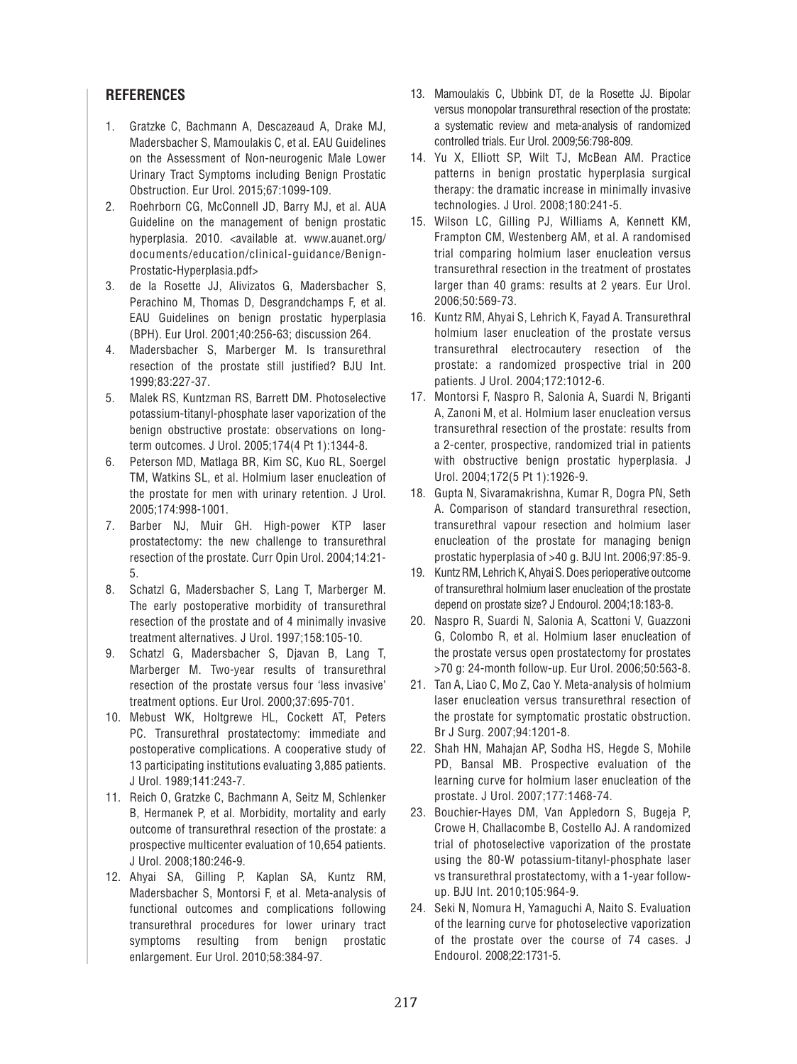## REFERENCES

1. Gratzke C, Bachmann A, Descazeaud A, Drake MJ, Madersbacher S, Mamoulakis C, et al. EAU Guidelines on the Assessment of Non-neurogenic Male Lower Urinary Tract Symptoms including Benign Prostatic Obstruction. Eur Urol. 2015;67:1099-109.
2. Roehrborn CG, McConnell JD, Barry MJ, et al. AUA Guideline on the management of benign prostatic hyperplasia. 2010. <available at. www.auanet.org/documents/education/clinical-guidance/Benign-Prostatic-Hyperplasia.pdf>
3. de la Rosette JJ, Alivizatos G, Madersbacher S, Perachino M, Thomas D, Desgrandchamps F, et al. EAU Guidelines on benign prostatic hyperplasia (BPH). Eur Urol. 2001;40:256-63; discussion 264.
4. Madersbacher S, Marberger M. Is transurethral resection of the prostate still justified? BJU Int. 1999;83:227-37.
5. Malek RS, Kuntzman RS, Barrett DM. Photoselective potassium-titanyl-phosphate laser vaporization of the benign obstructive prostate: observations on long-term outcomes. J Urol. 2005;174(4 Pt 1):1344-8.
6. Peterson MD, Matlaga BR, Kim SC, Kuo RL, Soergel TM, Watkins SL, et al. Holmium laser enucleation of the prostate for men with urinary retention. J Urol. 2005;174:998-1001.
7. Barber NJ, Muir GH. High-power KTP laser prostatectomy: the new challenge to transurethral resection of the prostate. Curr Opin Urol. 2004;14:21-5.
8. Schatzl G, Madersbacher S, Lang T, Marberger M. The early postoperative morbidity of transurethral resection of the prostate and of 4 minimally invasive treatment alternatives. J Urol. 1997;158:105-10.
9. Schatzl G, Madersbacher S, Djavan B, Lang T, Marberger M. Two-year results of transurethral resection of the prostate versus four 'less invasive' treatment options. Eur Urol. 2000;37:695-701.
10. Mebust WK, Holtgrewe HL, Cockett AT, Peters PC. Transurethral prostatectomy: immediate and postoperative complications. A cooperative study of 13 participating institutions evaluating 3,885 patients. J Urol. 1989;141:243-7.
11. Reich O, Gratzke C, Bachmann A, Seitz M, Schlenker B, Hermanek P, et al. Morbidity, mortality and early outcome of transurethral resection of the prostate: a prospective multicenter evaluation of 10,654 patients. J Urol. 2008;180:246-9.
12. Ahyai SA, Gilling P, Kaplan SA, Kuntz RM, Madersbacher S, Montorsi F, et al. Meta-analysis of functional outcomes and complications following transurethral procedures for lower urinary tract symptoms resulting from benign prostatic enlargement. Eur Urol. 2010;58:384-97.
13. Mamoulakis C, Ubbink DT, de la Rosette JJ. Bipolar versus monopolar transurethral resection of the prostate: a systematic review and meta-analysis of randomized controlled trials. Eur Urol. 2009;56:798-809.
14. Yu X, Elliott SP, Wilt TJ, McBean AM. Practice patterns in benign prostatic hyperplasia surgical therapy: the dramatic increase in minimally invasive technologies. J Urol. 2008;180:241-5.
15. Wilson LC, Gilling PJ, Williams A, Kennett KM, Frampton CM, Westenberg AM, et al. A randomised trial comparing holmium laser enucleation versus transurethral resection in the treatment of prostates larger than 40 grams: results at 2 years. Eur Urol. 2006;50:569-73.
16. Kuntz RM, Ahyai S, Lehrich K, Fayad A. Transurethral holmium laser enucleation of the prostate versus transurethral electrocautery resection of the prostate: a randomized prospective trial in 200 patients. J Urol. 2004;172:1012-6.
17. Montorsi F, Naspro R, Salonia A, Suardi N, Briganti A, Zanoni M, et al. Holmium laser enucleation versus transurethral resection of the prostate: results from a 2-center, prospective, randomized trial in patients with obstructive benign prostatic hyperplasia. J Urol. 2004;172(5 Pt 1):1926-9.
18. Gupta N, Sivaramakrishna, Kumar R, Dogra PN, Seth A. Comparison of standard transurethral resection, transurethral vapour resection and holmium laser enucleation of the prostate for managing benign prostatic hyperplasia of >40 g. BJU Int. 2006;97:85-9.
19. Kuntz RM, Lehrich K, Ahyai S. Does perioperative outcome of transurethral holmium laser enucleation of the prostate depend on prostate size? J Endourol. 2004;18:183-8.
20. Naspro R, Suardi N, Salonia A, Scattoni V, Guazzoni G, Colombo R, et al. Holmium laser enucleation of the prostate versus open prostatectomy for prostates >70 g: 24-month follow-up. Eur Urol. 2006;50:563-8.
21. Tan A, Liao C, Mo Z, Cao Y. Meta-analysis of holmium laser enucleation versus transurethral resection of the prostate for symptomatic prostatic obstruction. Br J Surg. 2007;94:1201-8.
22. Shah HN, Mahajan AP, Sodha HS, Hegde S, Mohile PD, Bansal MB. Prospective evaluation of the learning curve for holmium laser enucleation of the prostate. J Urol. 2007;177:1468-74.
23. Bouchier-Hayes DM, Van Appledorn S, Bugeja P, Crowe H, Challacombe B, Costello AJ. A randomized trial of photoselective vaporization of the prostate using the 80-W potassium-titanyl-phosphate laser vs transurethral prostatectomy, with a 1-year follow-up. BJU Int. 2010;105:964-9.
24. Seki N, Nomura H, Yamaguchi A, Naito S. Evaluation of the learning curve for photoselective vaporization of the prostate over the course of 74 cases. J Endourol. 2008;22:1731-5.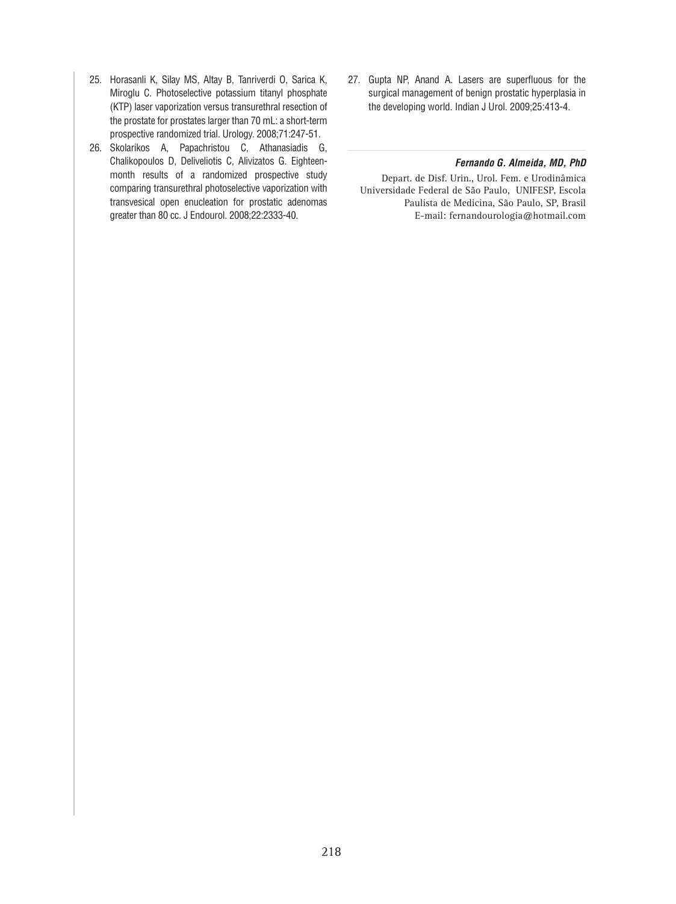25. Horasanli K, Silay MS, Altay B, Tanriverdi O, Sarica K, Miroglu C. Photoselective potassium titanyl phosphate (KTP) laser vaporization versus transurethral resection of the prostate for prostates larger than 70 mL: a short-term prospective randomized trial. Urology. 2008;71:247-51.
26. Skolarikos A, Papachristou C, Athanasiadis G, Chalikopoulos D, Deliveliotis C, Alivizatos G. Eighteen-month results of a randomized prospective study comparing transurethral photoselective vaporization with transvesical open enucleation for prostatic adenomas greater than 80 cc. J Endourol. 2008;22:2333-40.
27. Gupta NP, Anand A. Lasers are superfluous for the surgical management of benign prostatic hyperplasia in the developing world. Indian J Urol. 2009;25:413-4.

***Fernando G. Almeida, MD, PhD***

Depart. de Disf. Urin., Urol. Fem. e Urodinâmica
Universidade Federal de São Paulo, UNIFESP, Escola Paulista de Medicina, São Paulo, SP, Brasil
E-mail: fernandourologia@hotmail.com